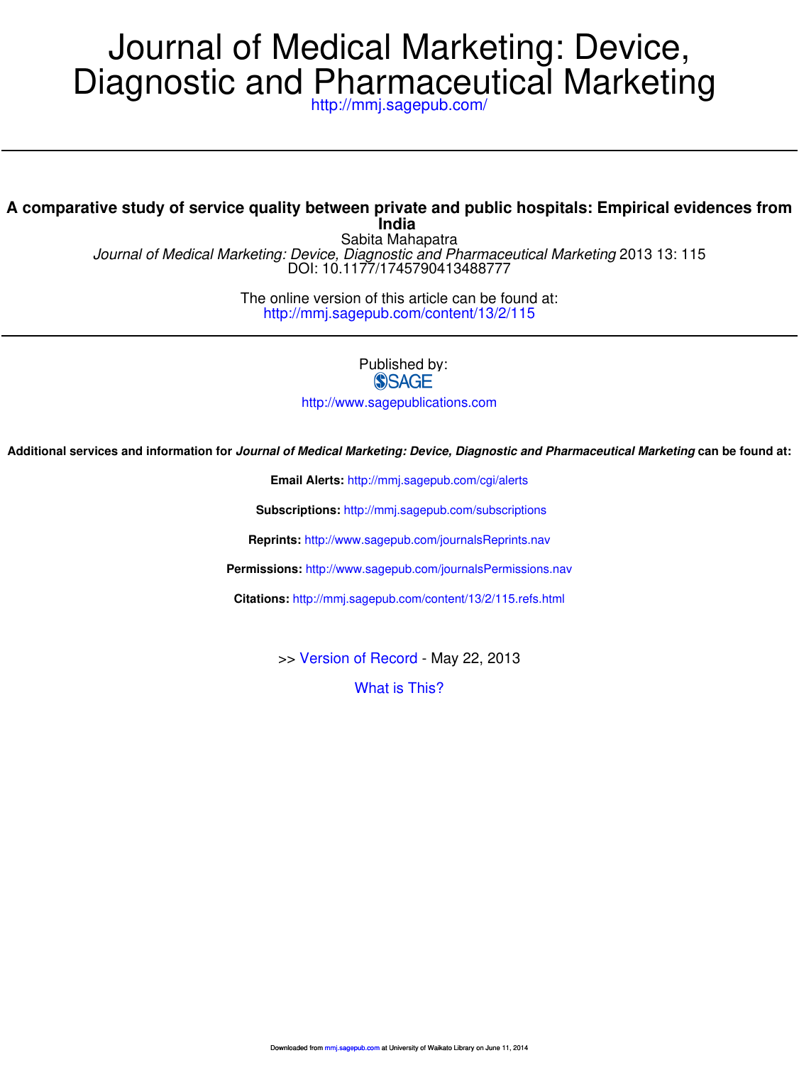# Journal of Medical Marketing: Device, Diagnostic and Pharmaceutical Marketing

http://mmj.sagepub.com/

---

## A comparative study of service quality between private and public hospitals: Empirical evidences from India

Sabita Mahapatra

*Journal of Medical Marketing: Device, Diagnostic and Pharmaceutical Marketing* 2013 13: 115

DOI: 10.1177/1745790413488777

The online version of this article can be found at:
http://mmj.sagepub.com/content/13/2/115

---

Published by:

SAGE

http://www.sagepublications.com

**Additional services and information for *Journal of Medical Marketing: Device, Diagnostic and Pharmaceutical Marketing* can be found at:**

**Email Alerts:** http://mmj.sagepub.com/cgi/alerts

**Subscriptions:** http://mmj.sagepub.com/subscriptions

**Reprints:** http://www.sagepub.com/journalsReprints.nav

**Permissions:** http://www.sagepub.com/journalsPermissions.nav

**Citations:** http://mmj.sagepub.com/content/13/2/115.refs.html

>> Version of Record - May 22, 2013

What is This?

Downloaded from mmj.sagepub.com at University of Waikato Library on June 11, 2014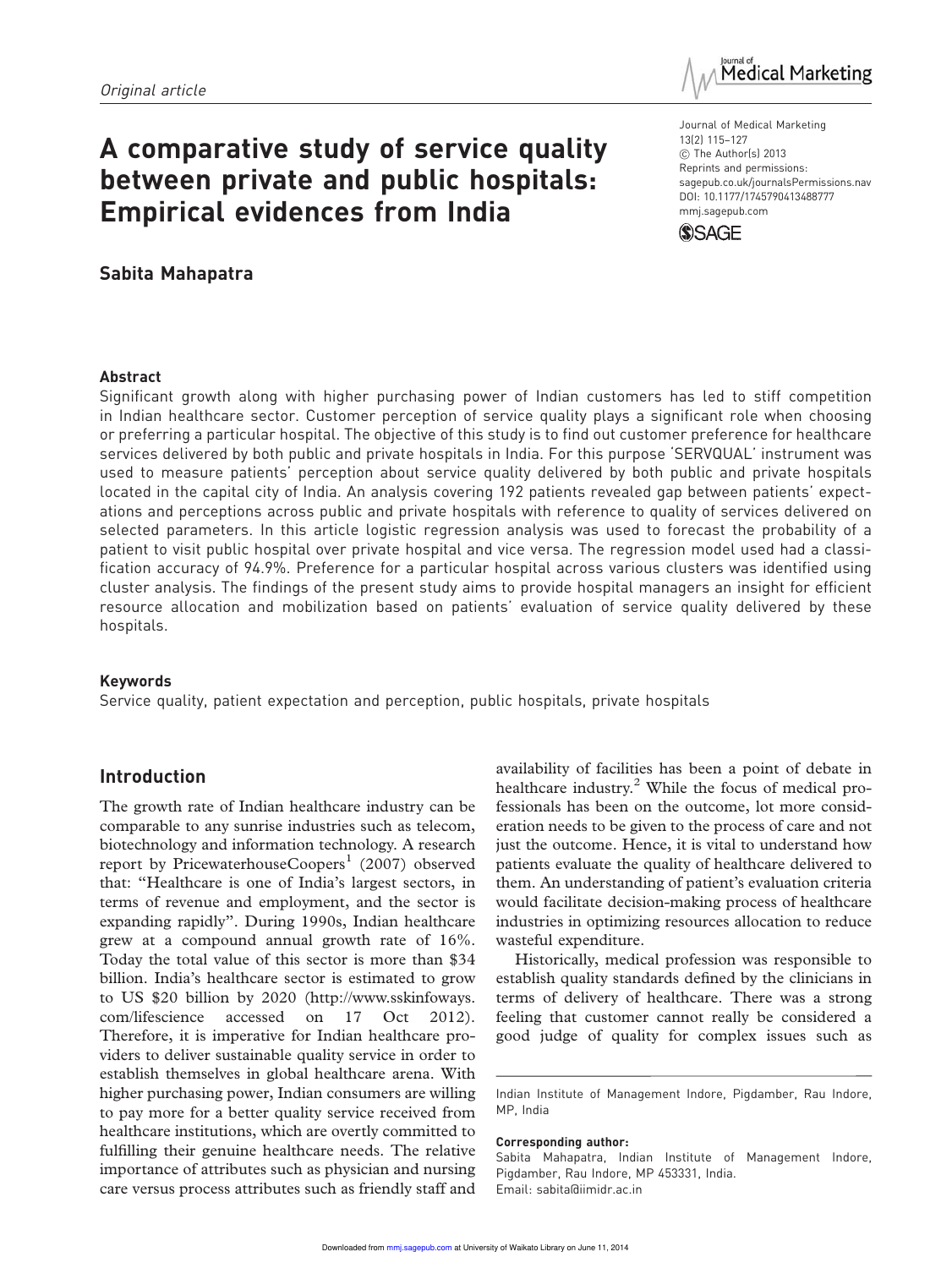# A comparative study of service quality between private and public hospitals: Empirical evidences from India

**Sabita Mahapatra**

## Abstract

Significant growth along with higher purchasing power of Indian customers has led to stiff competition in Indian healthcare sector. Customer perception of service quality plays a significant role when choosing or preferring a particular hospital. The objective of this study is to find out customer preference for healthcare services delivered by both public and private hospitals in India. For this purpose 'SERVQUAL' instrument was used to measure patients' perception about service quality delivered by both public and private hospitals located in the capital city of India. An analysis covering 192 patients revealed gap between patients' expectations and perceptions across public and private hospitals with reference to quality of services delivered on selected parameters. In this article logistic regression analysis was used to forecast the probability of a patient to visit public hospital over private hospital and vice versa. The regression model used had a classification accuracy of 94.9%. Preference for a particular hospital across various clusters was identified using cluster analysis. The findings of the present study aims to provide hospital managers an insight for efficient resource allocation and mobilization based on patients' evaluation of service quality delivered by these hospitals.

## Keywords

Service quality, patient expectation and perception, public hospitals, private hospitals

## Introduction

The growth rate of Indian healthcare industry can be comparable to any sunrise industries such as telecom, biotechnology and information technology. A research report by PricewaterhouseCoopers[1] (2007) observed that: "Healthcare is one of India's largest sectors, in terms of revenue and employment, and the sector is expanding rapidly". During 1990s, Indian healthcare grew at a compound annual growth rate of 16%. Today the total value of this sector is more than \$34 billion. India's healthcare sector is estimated to grow to US \$20 billion by 2020 (http://www.sskinfoways.com/lifescience accessed on 17 Oct 2012). Therefore, it is imperative for Indian healthcare providers to deliver sustainable quality service in order to establish themselves in global healthcare arena. With higher purchasing power, Indian consumers are willing to pay more for a better quality service received from healthcare institutions, which are overtly committed to fulfilling their genuine healthcare needs. The relative importance of attributes such as physician and nursing care versus process attributes such as friendly staff and availability of facilities has been a point of debate in healthcare industry.[2] While the focus of medical professionals has been on the outcome, lot more consideration needs to be given to the process of care and not just the outcome. Hence, it is vital to understand how patients evaluate the quality of healthcare delivered to them. An understanding of patient's evaluation criteria would facilitate decision-making process of healthcare industries in optimizing resources allocation to reduce wasteful expenditure.

Historically, medical profession was responsible to establish quality standards defined by the clinicians in terms of delivery of healthcare. There was a strong feeling that customer cannot really be considered a good judge of quality for complex issues such as

Indian Institute of Management Indore, Pigdamber, Rau Indore, MP, India

**Corresponding author:**
Sabita Mahapatra, Indian Institute of Management Indore, Pigdamber, Rau Indore, MP 453331, India.
Email: sabita@iimidr.ac.in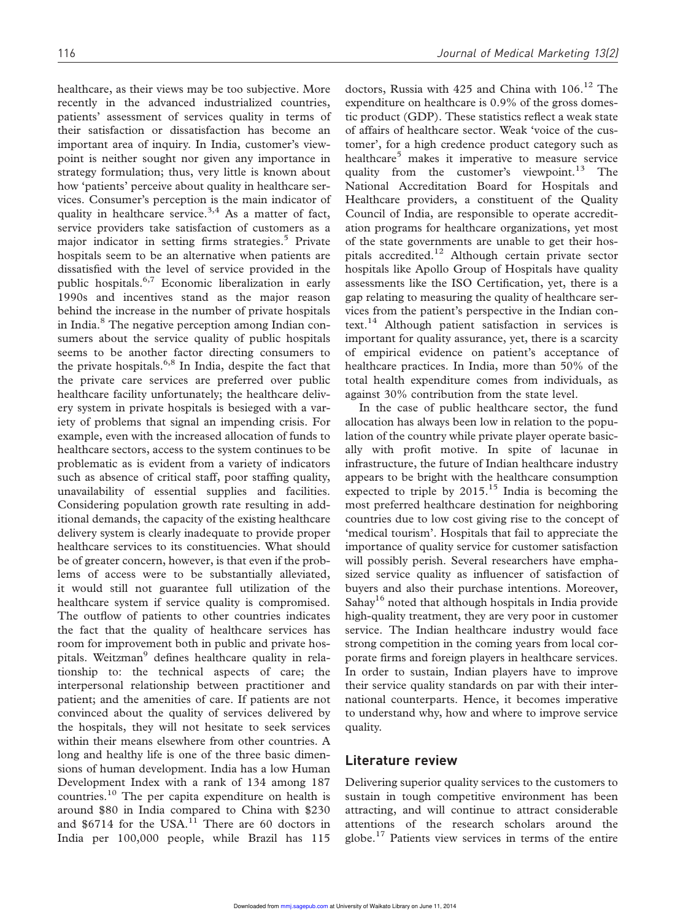healthcare, as their views may be too subjective. More recently in the advanced industrialized countries, patients' assessment of services quality in terms of their satisfaction or dissatisfaction has become an important area of inquiry. In India, customer's viewpoint is neither sought nor given any importance in strategy formulation; thus, very little is known about how 'patients' perceive about quality in healthcare services. Consumer's perception is the main indicator of quality in healthcare service.[3,4] As a matter of fact, service providers take satisfaction of customers as a major indicator in setting firms strategies.[5] Private hospitals seem to be an alternative when patients are dissatisfied with the level of service provided in the public hospitals.[6,7] Economic liberalization in early 1990s and incentives stand as the major reason behind the increase in the number of private hospitals in India.[8] The negative perception among Indian consumers about the service quality of public hospitals seems to be another factor directing consumers to the private hospitals.[6,8] In India, despite the fact that the private care services are preferred over public healthcare facility unfortunately; the healthcare delivery system in private hospitals is besieged with a variety of problems that signal an impending crisis. For example, even with the increased allocation of funds to healthcare sectors, access to the system continues to be problematic as is evident from a variety of indicators such as absence of critical staff, poor staffing quality, unavailability of essential supplies and facilities. Considering population growth rate resulting in additional demands, the capacity of the existing healthcare delivery system is clearly inadequate to provide proper healthcare services to its constituencies. What should be of greater concern, however, is that even if the problems of access were to be substantially alleviated, it would still not guarantee full utilization of the healthcare system if service quality is compromised. The outflow of patients to other countries indicates the fact that the quality of healthcare services has room for improvement both in public and private hospitals. Weitzman[9] defines healthcare quality in relationship to: the technical aspects of care; the interpersonal relationship between practitioner and patient; and the amenities of care. If patients are not convinced about the quality of services delivered by the hospitals, they will not hesitate to seek services within their means elsewhere from other countries. A long and healthy life is one of the three basic dimensions of human development. India has a low Human Development Index with a rank of 134 among 187 countries.[10] The per capita expenditure on health is around \$80 in India compared to China with \$230 and \$6714 for the USA.[11] There are 60 doctors in India per 100,000 people, while Brazil has 115 doctors, Russia with 425 and China with 106.[12] The expenditure on healthcare is 0.9% of the gross domestic product (GDP). These statistics reflect a weak state of affairs of healthcare sector. Weak 'voice of the customer', for a high credence product category such as healthcare[5] makes it imperative to measure service quality from the customer's viewpoint.[13] The National Accreditation Board for Hospitals and Healthcare providers, a constituent of the Quality Council of India, are responsible to operate accreditation programs for healthcare organizations, yet most of the state governments are unable to get their hospitals accredited.[12] Although certain private sector hospitals like Apollo Group of Hospitals have quality assessments like the ISO Certification, yet, there is a gap relating to measuring the quality of healthcare services from the patient's perspective in the Indian context.[14] Although patient satisfaction in services is important for quality assurance, yet, there is a scarcity of empirical evidence on patient's acceptance of healthcare practices. In India, more than 50% of the total health expenditure comes from individuals, as against 30% contribution from the state level.

In the case of public healthcare sector, the fund allocation has always been low in relation to the population of the country while private player operate basically with profit motive. In spite of lacunae in infrastructure, the future of Indian healthcare industry appears to be bright with the healthcare consumption expected to triple by 2015.[15] India is becoming the most preferred healthcare destination for neighboring countries due to low cost giving rise to the concept of 'medical tourism'. Hospitals that fail to appreciate the importance of quality service for customer satisfaction will possibly perish. Several researchers have emphasized service quality as influencer of satisfaction of buyers and also their purchase intentions. Moreover, Sahay[16] noted that although hospitals in India provide high-quality treatment, they are very poor in customer service. The Indian healthcare industry would face strong competition in the coming years from local corporate firms and foreign players in healthcare services. In order to sustain, Indian players have to improve their service quality standards on par with their international counterparts. Hence, it becomes imperative to understand why, how and where to improve service quality.

## Literature review

Delivering superior quality services to the customers to sustain in tough competitive environment has been attracting, and will continue to attract considerable attentions of the research scholars around the globe.[17] Patients view services in terms of the entire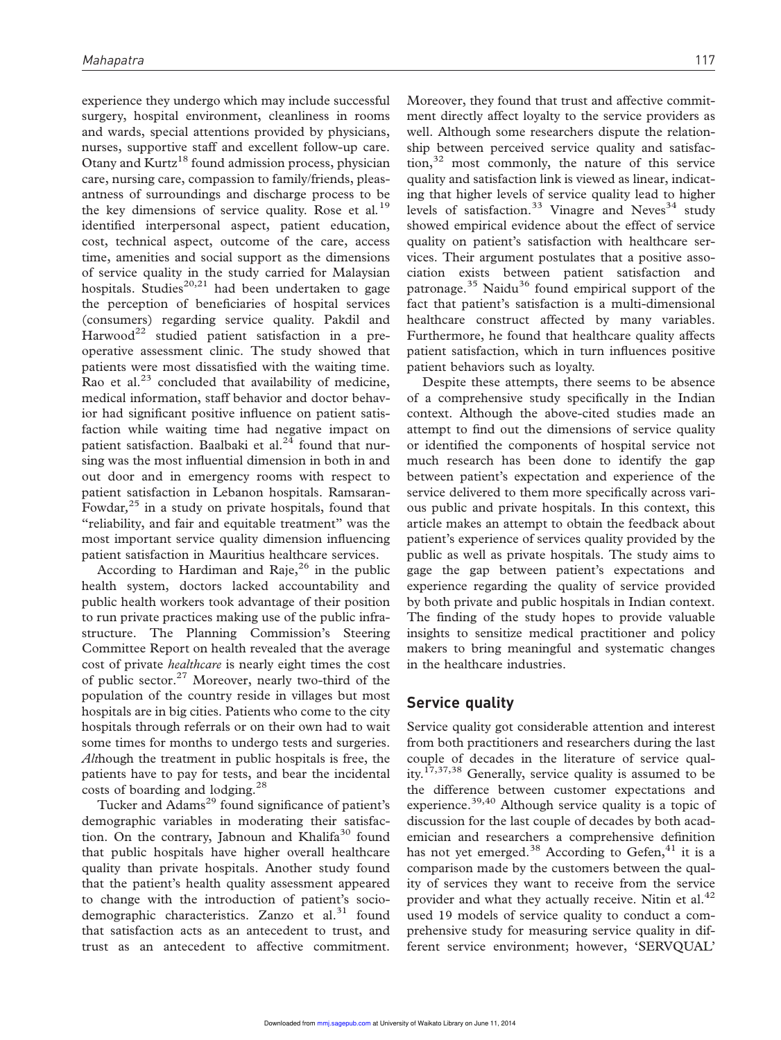experience they undergo which may include successful surgery, hospital environment, cleanliness in rooms and wards, special attentions provided by physicians, nurses, supportive staff and excellent follow-up care. Otany and Kurtz[18] found admission process, physician care, nursing care, compassion to family/friends, pleasantness of surroundings and discharge process to be the key dimensions of service quality. Rose et al.[19] identified interpersonal aspect, patient education, cost, technical aspect, outcome of the care, access time, amenities and social support as the dimensions of service quality in the study carried for Malaysian hospitals. Studies[20,21] had been undertaken to gage the perception of beneficiaries of hospital services (consumers) regarding service quality. Pakdil and Harwood[22] studied patient satisfaction in a preoperative assessment clinic. The study showed that patients were most dissatisfied with the waiting time. Rao et al.[23] concluded that availability of medicine, medical information, staff behavior and doctor behavior had significant positive influence on patient satisfaction while waiting time had negative impact on patient satisfaction. Baalbaki et al.[24] found that nursing was the most influential dimension in both in and out door and in emergency rooms with respect to patient satisfaction in Lebanon hospitals. Ramsaran-Fowdar,[25] in a study on private hospitals, found that "reliability, and fair and equitable treatment" was the most important service quality dimension influencing patient satisfaction in Mauritius healthcare services.

According to Hardiman and Raje,[26] in the public health system, doctors lacked accountability and public health workers took advantage of their position to run private practices making use of the public infrastructure. The Planning Commission's Steering Committee Report on health revealed that the average cost of private *healthcare* is nearly eight times the cost of public sector.[27] Moreover, nearly two-third of the population of the country reside in villages but most hospitals are in big cities. Patients who come to the city hospitals through referrals or on their own had to wait some times for months to undergo tests and surgeries. *Alt*hough the treatment in public hospitals is free, the patients have to pay for tests, and bear the incidental costs of boarding and lodging.[28]

Tucker and Adams[29] found significance of patient's demographic variables in moderating their satisfaction. On the contrary, Jabnoun and Khalifa[30] found that public hospitals have higher overall healthcare quality than private hospitals. Another study found that the patient's health quality assessment appeared to change with the introduction of patient's sociodemographic characteristics. Zanzo et al.[31] found that satisfaction acts as an antecedent to trust, and trust as an antecedent to affective commitment. Moreover, they found that trust and affective commitment directly affect loyalty to the service providers as well. Although some researchers dispute the relationship between perceived service quality and satisfaction,[32] most commonly, the nature of this service quality and satisfaction link is viewed as linear, indicating that higher levels of service quality lead to higher levels of satisfaction.[33] Vinagre and Neves[34] study showed empirical evidence about the effect of service quality on patient's satisfaction with healthcare services. Their argument postulates that a positive association exists between patient satisfaction and patronage.[35] Naidu[36] found empirical support of the fact that patient's satisfaction is a multi-dimensional healthcare construct affected by many variables. Furthermore, he found that healthcare quality affects patient satisfaction, which in turn influences positive patient behaviors such as loyalty.

Despite these attempts, there seems to be absence of a comprehensive study specifically in the Indian context. Although the above-cited studies made an attempt to find out the dimensions of service quality or identified the components of hospital service not much research has been done to identify the gap between patient's expectation and experience of the service delivered to them more specifically across various public and private hospitals. In this context, this article makes an attempt to obtain the feedback about patient's experience of services quality provided by the public as well as private hospitals. The study aims to gage the gap between patient's expectations and experience regarding the quality of service provided by both private and public hospitals in Indian context. The finding of the study hopes to provide valuable insights to sensitize medical practitioner and policy makers to bring meaningful and systematic changes in the healthcare industries.

## Service quality

Service quality got considerable attention and interest from both practitioners and researchers during the last couple of decades in the literature of service quality.[17,37,38] Generally, service quality is assumed to be the difference between customer expectations and experience.[39,40] Although service quality is a topic of discussion for the last couple of decades by both academician and researchers a comprehensive definition has not yet emerged.[38] According to Gefen,[41] it is a comparison made by the customers between the quality of services they want to receive from the service provider and what they actually receive. Nitin et al.[42] used 19 models of service quality to conduct a comprehensive study for measuring service quality in different service environment; however, 'SERVQUAL'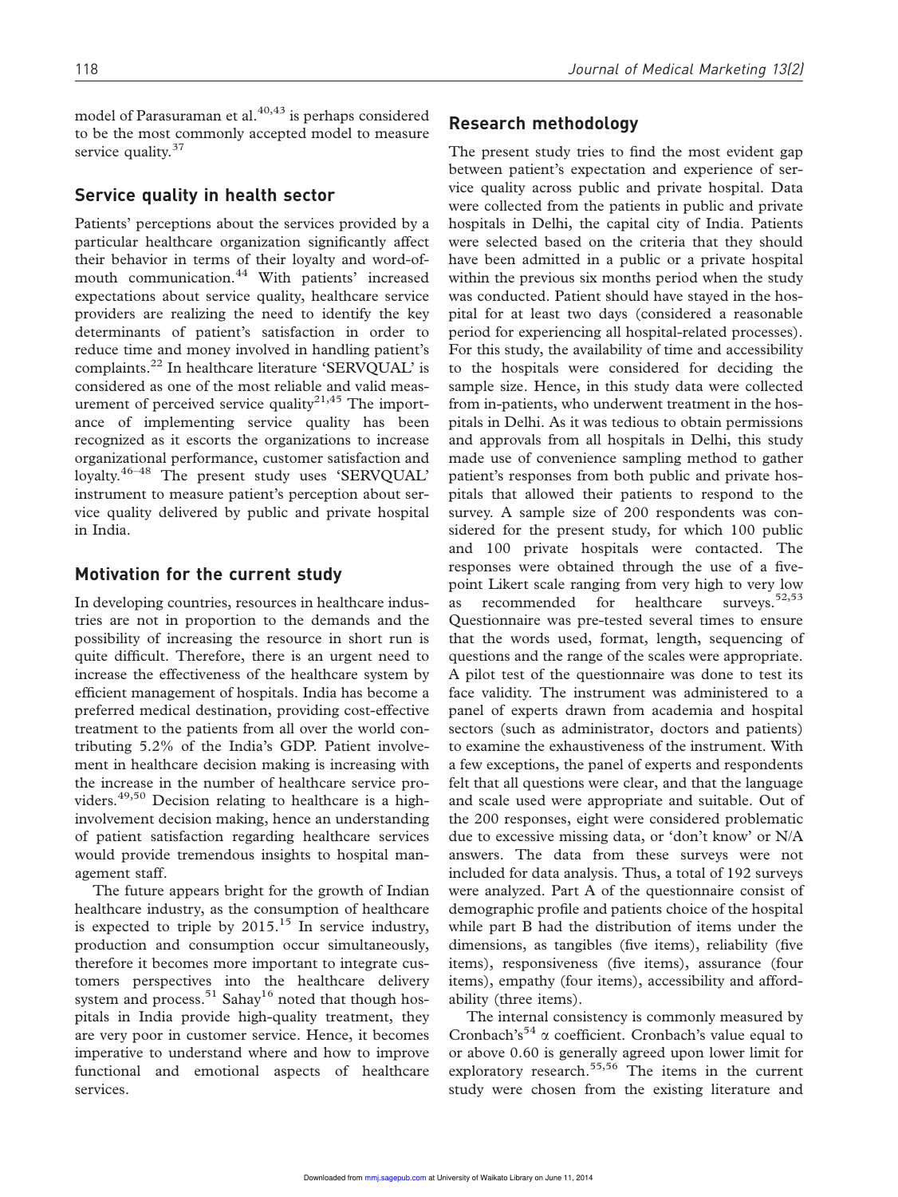model of Parasuraman et al.[40,43] is perhaps considered to be the most commonly accepted model to measure service quality.[37]

## Service quality in health sector

Patients' perceptions about the services provided by a particular healthcare organization significantly affect their behavior in terms of their loyalty and word-of-mouth communication.[44] With patients' increased expectations about service quality, healthcare service providers are realizing the need to identify the key determinants of patient's satisfaction in order to reduce time and money involved in handling patient's complaints.[22] In healthcare literature 'SERVQUAL' is considered as one of the most reliable and valid measurement of perceived service quality[21,45] The importance of implementing service quality has been recognized as it escorts the organizations to increase organizational performance, customer satisfaction and loyalty.[46–48] The present study uses 'SERVQUAL' instrument to measure patient's perception about service quality delivered by public and private hospital in India.

## Motivation for the current study

In developing countries, resources in healthcare industries are not in proportion to the demands and the possibility of increasing the resource in short run is quite difficult. Therefore, there is an urgent need to increase the effectiveness of the healthcare system by efficient management of hospitals. India has become a preferred medical destination, providing cost-effective treatment to the patients from all over the world contributing 5.2% of the India's GDP. Patient involvement in healthcare decision making is increasing with the increase in the number of healthcare service providers.[49,50] Decision relating to healthcare is a high-involvement decision making, hence an understanding of patient satisfaction regarding healthcare services would provide tremendous insights to hospital management staff.

The future appears bright for the growth of Indian healthcare industry, as the consumption of healthcare is expected to triple by 2015.[15] In service industry, production and consumption occur simultaneously, therefore it becomes more important to integrate customers perspectives into the healthcare delivery system and process.[51] Sahay[16] noted that though hospitals in India provide high-quality treatment, they are very poor in customer service. Hence, it becomes imperative to understand where and how to improve functional and emotional aspects of healthcare services.

## Research methodology

The present study tries to find the most evident gap between patient's expectation and experience of service quality across public and private hospital. Data were collected from the patients in public and private hospitals in Delhi, the capital city of India. Patients were selected based on the criteria that they should have been admitted in a public or a private hospital within the previous six months period when the study was conducted. Patient should have stayed in the hospital for at least two days (considered a reasonable period for experiencing all hospital-related processes). For this study, the availability of time and accessibility to the hospitals were considered for deciding the sample size. Hence, in this study data were collected from in-patients, who underwent treatment in the hospitals in Delhi. As it was tedious to obtain permissions and approvals from all hospitals in Delhi, this study made use of convenience sampling method to gather patient's responses from both public and private hospitals that allowed their patients to respond to the survey. A sample size of 200 respondents was considered for the present study, for which 100 public and 100 private hospitals were contacted. The responses were obtained through the use of a five-point Likert scale ranging from very high to very low as recommended for healthcare surveys.[52,53] Questionnaire was pre-tested several times to ensure that the words used, format, length, sequencing of questions and the range of the scales were appropriate. A pilot test of the questionnaire was done to test its face validity. The instrument was administered to a panel of experts drawn from academia and hospital sectors (such as administrator, doctors and patients) to examine the exhaustiveness of the instrument. With a few exceptions, the panel of experts and respondents felt that all questions were clear, and that the language and scale used were appropriate and suitable. Out of the 200 responses, eight were considered problematic due to excessive missing data, or 'don't know' or N/A answers. The data from these surveys were not included for data analysis. Thus, a total of 192 surveys were analyzed. Part A of the questionnaire consist of demographic profile and patients choice of the hospital while part B had the distribution of items under the dimensions, as tangibles (five items), reliability (five items), responsiveness (five items), assurance (four items), empathy (four items), accessibility and affordability (three items).

The internal consistency is commonly measured by Cronbach's[54] $\alpha$ coefficient. Cronbach's value equal to or above 0.60 is generally agreed upon lower limit for exploratory research.[55,56] The items in the current study were chosen from the existing literature and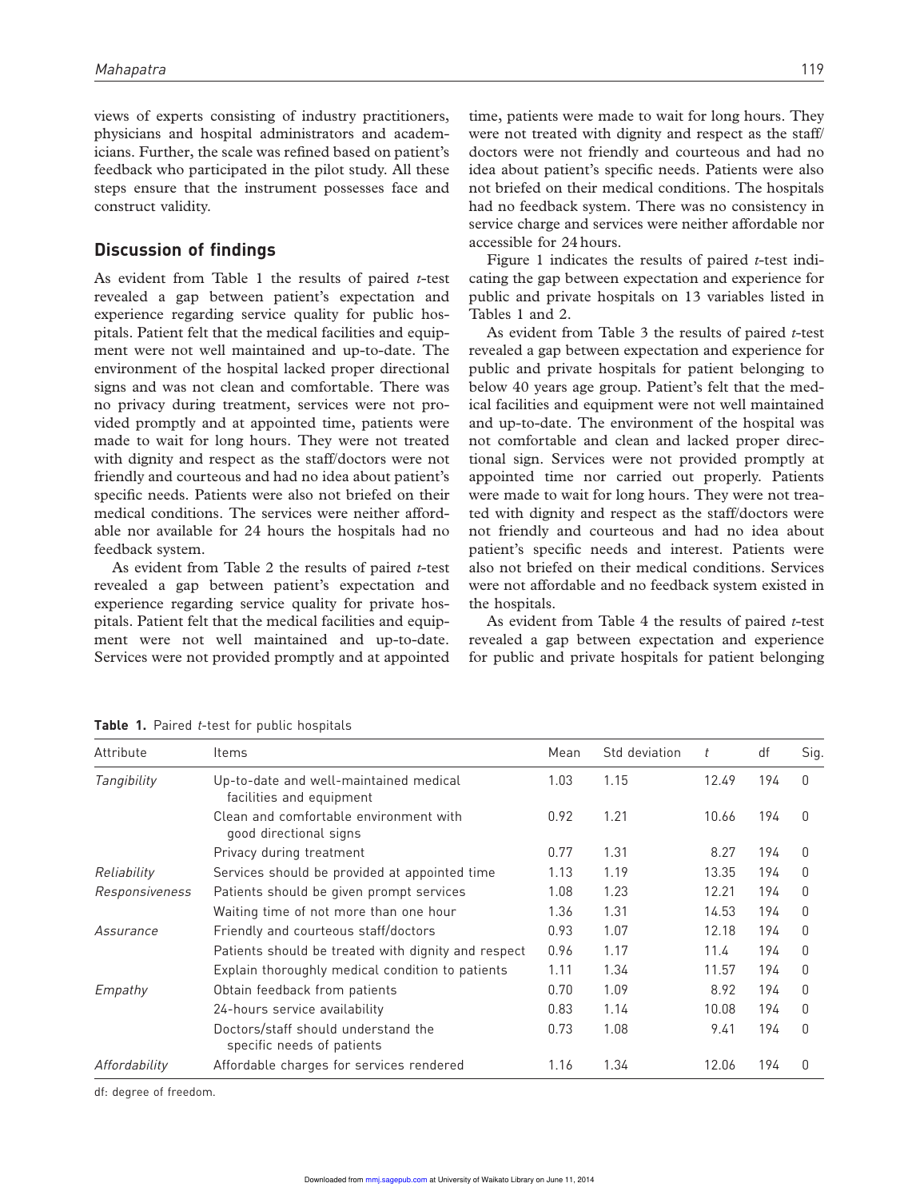views of experts consisting of industry practitioners, physicians and hospital administrators and academicians. Further, the scale was refined based on patient's feedback who participated in the pilot study. All these steps ensure that the instrument possesses face and construct validity.

## Discussion of findings

As evident from Table 1 the results of paired *t*-test revealed a gap between patient's expectation and experience regarding service quality for public hospitals. Patient felt that the medical facilities and equipment were not well maintained and up-to-date. The environment of the hospital lacked proper directional signs and was not clean and comfortable. There was no privacy during treatment, services were not provided promptly and at appointed time, patients were made to wait for long hours. They were not treated with dignity and respect as the staff/doctors were not friendly and courteous and had no idea about patient's specific needs. Patients were also not briefed on their medical conditions. The services were neither affordable nor available for 24 hours the hospitals had no feedback system.

As evident from Table 2 the results of paired *t*-test revealed a gap between patient's expectation and experience regarding service quality for private hospitals. Patient felt that the medical facilities and equipment were not well maintained and up-to-date. Services were not provided promptly and at appointed time, patients were made to wait for long hours. They were not treated with dignity and respect as the staff/doctors were not friendly and courteous and had no idea about patient's specific needs. Patients were also not briefed on their medical conditions. The hospitals had no feedback system. There was no consistency in service charge and services were neither affordable nor accessible for 24 hours.

Figure 1 indicates the results of paired *t*-test indicating the gap between expectation and experience for public and private hospitals on 13 variables listed in Tables 1 and 2.

As evident from Table 3 the results of paired *t*-test revealed a gap between expectation and experience for public and private hospitals for patient belonging to below 40 years age group. Patient's felt that the medical facilities and equipment were not well maintained and up-to-date. The environment of the hospital was not comfortable and clean and lacked proper directional sign. Services were not provided promptly at appointed time nor carried out properly. Patients were made to wait for long hours. They were not treated with dignity and respect as the staff/doctors were not friendly and courteous and had no idea about patient's specific needs and interest. Patients were also not briefed on their medical conditions. Services were not affordable and no feedback system existed in the hospitals.

As evident from Table 4 the results of paired *t*-test revealed a gap between expectation and experience for public and private hospitals for patient belonging

**Table 1.** Paired *t*-test for public hospitals

| Attribute | Items | Mean | Std deviation | *t* | df | Sig. |
|---|---|---|---|---|---|---|
| *Tangibility* | Up-to-date and well-maintained medical facilities and equipment | 1.03 | 1.15 | 12.49 | 194 | 0 |
| | Clean and comfortable environment with good directional signs | 0.92 | 1.21 | 10.66 | 194 | 0 |
| | Privacy during treatment | 0.77 | 1.31 | 8.27 | 194 | 0 |
| *Reliability* | Services should be provided at appointed time | 1.13 | 1.19 | 13.35 | 194 | 0 |
| *Responsiveness* | Patients should be given prompt services | 1.08 | 1.23 | 12.21 | 194 | 0 |
| | Waiting time of not more than one hour | 1.36 | 1.31 | 14.53 | 194 | 0 |
| *Assurance* | Friendly and courteous staff/doctors | 0.93 | 1.07 | 12.18 | 194 | 0 |
| | Patients should be treated with dignity and respect | 0.96 | 1.17 | 11.4 | 194 | 0 |
| | Explain thoroughly medical condition to patients | 1.11 | 1.34 | 11.57 | 194 | 0 |
| *Empathy* | Obtain feedback from patients | 0.70 | 1.09 | 8.92 | 194 | 0 |
| | 24-hours service availability | 0.83 | 1.14 | 10.08 | 194 | 0 |
| | Doctors/staff should understand the specific needs of patients | 0.73 | 1.08 | 9.41 | 194 | 0 |
| *Affordability* | Affordable charges for services rendered | 1.16 | 1.34 | 12.06 | 194 | 0 |

df: degree of freedom.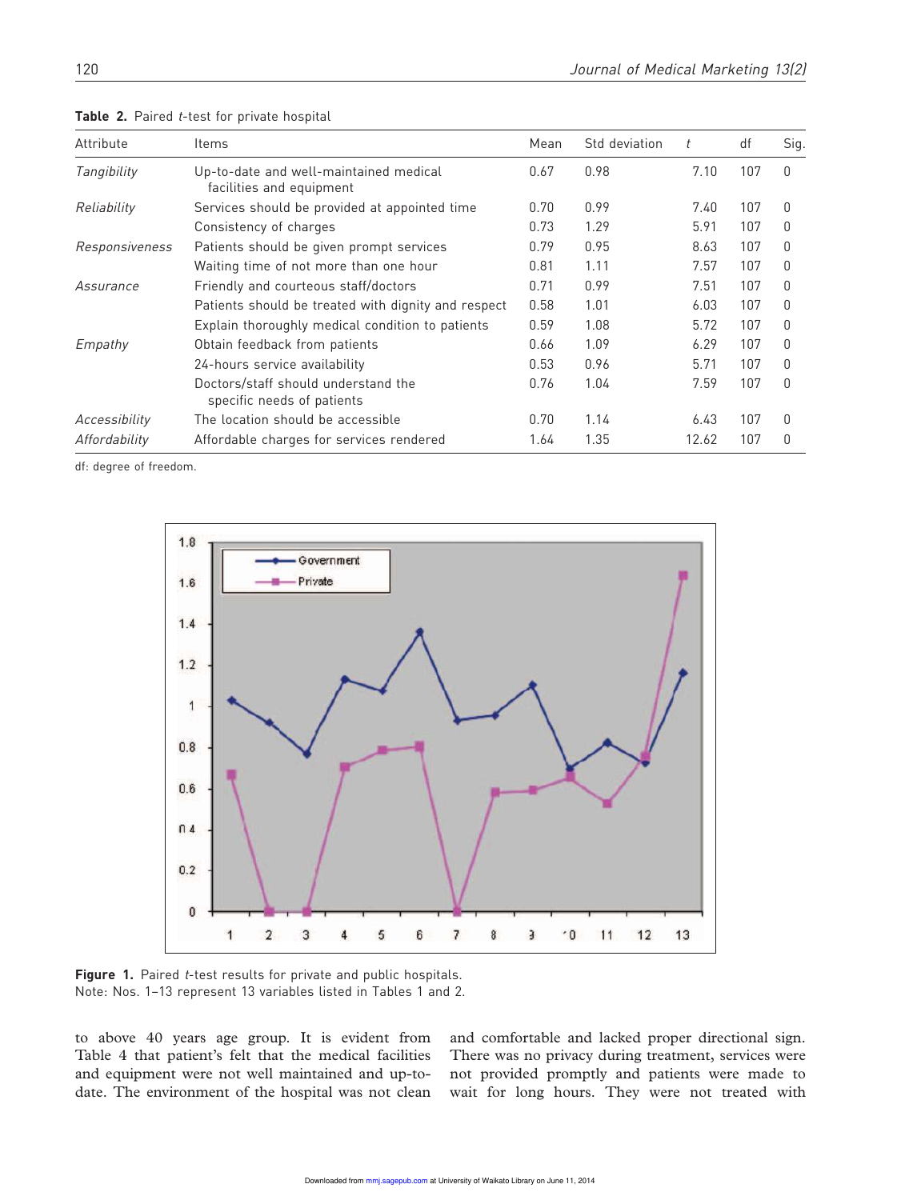**Table 2.** Paired *t*-test for private hospital

| Attribute | Items | Mean | Std deviation | *t* | df | Sig. |
|---|---|---|---|---|---|---|
| *Tangibility* | Up-to-date and well-maintained medical facilities and equipment | 0.67 | 0.98 | 7.10 | 107 | 0 |
| *Reliability* | Services should be provided at appointed time | 0.70 | 0.99 | 7.40 | 107 | 0 |
| | Consistency of charges | 0.73 | 1.29 | 5.91 | 107 | 0 |
| *Responsiveness* | Patients should be given prompt services | 0.79 | 0.95 | 8.63 | 107 | 0 |
| | Waiting time of not more than one hour | 0.81 | 1.11 | 7.57 | 107 | 0 |
| *Assurance* | Friendly and courteous staff/doctors | 0.71 | 0.99 | 7.51 | 107 | 0 |
| | Patients should be treated with dignity and respect | 0.58 | 1.01 | 6.03 | 107 | 0 |
| | Explain thoroughly medical condition to patients | 0.59 | 1.08 | 5.72 | 107 | 0 |
| *Empathy* | Obtain feedback from patients | 0.66 | 1.09 | 6.29 | 107 | 0 |
| | 24-hours service availability | 0.53 | 0.96 | 5.71 | 107 | 0 |
| | Doctors/staff should understand the specific needs of patients | 0.76 | 1.04 | 7.59 | 107 | 0 |
| *Accessibility* | The location should be accessible | 0.70 | 1.14 | 6.43 | 107 | 0 |
| *Affordability* | Affordable charges for services rendered | 1.64 | 1.35 | 12.62 | 107 | 0 |

df: degree of freedom.

**Figure 1.** Paired *t*-test results for private and public hospitals.
Note: Nos. 1–13 represent 13 variables listed in Tables 1 and 2.

to above 40 years age group. It is evident from Table 4 that patient's felt that the medical facilities and equipment were not well maintained and up-to-date. The environment of the hospital was not clean and comfortable and lacked proper directional sign. There was no privacy during treatment, services were not provided promptly and patients were made to wait for long hours. They were not treated with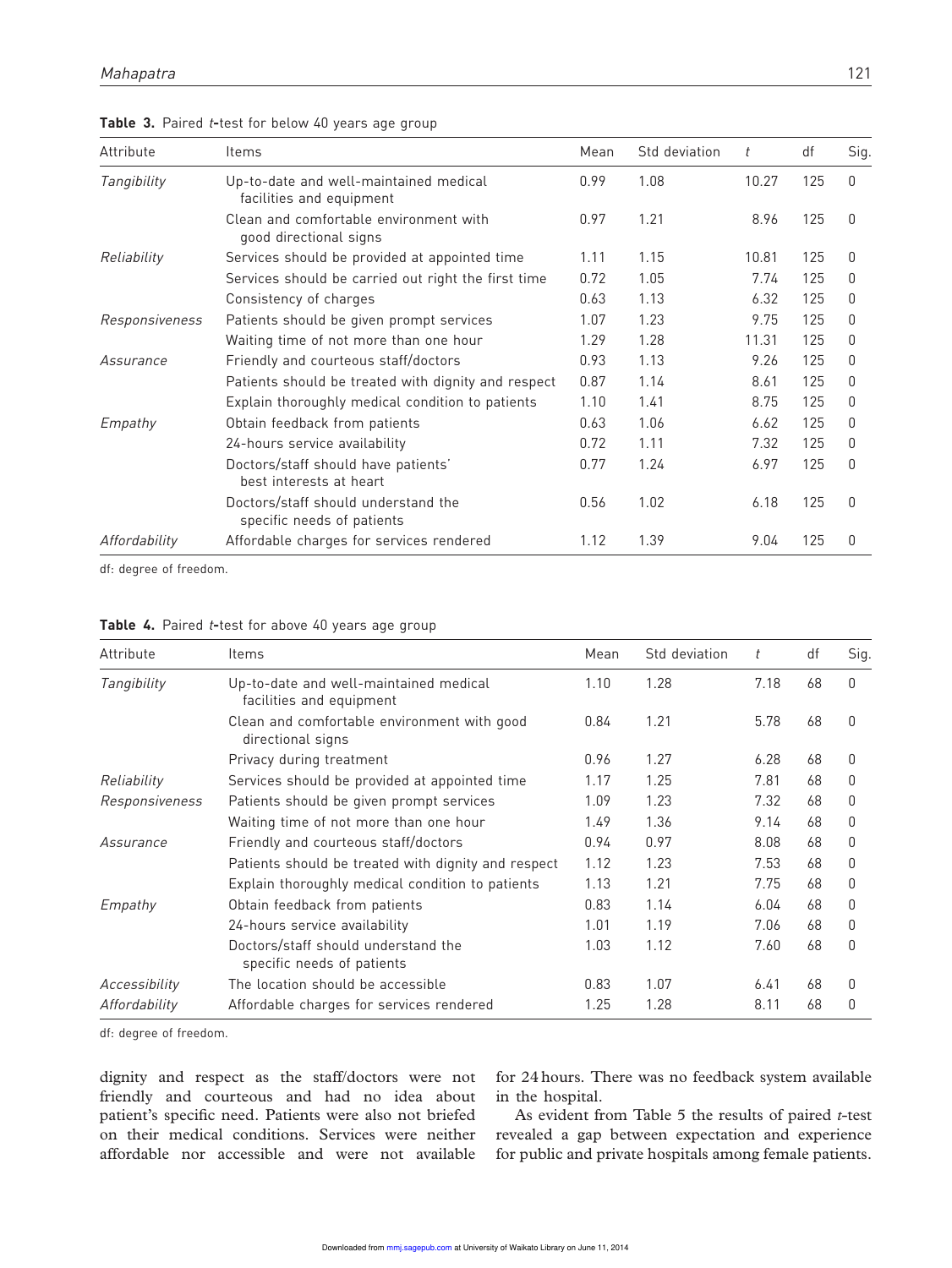**Table 3.** Paired *t*-test for below 40 years age group

| Attribute | Items | Mean | Std deviation | *t* | df | Sig. |
|---|---|---|---|---|---|---|
| *Tangibility* | Up-to-date and well-maintained medical facilities and equipment | 0.99 | 1.08 | 10.27 | 125 | 0 |
| | Clean and comfortable environment with good directional signs | 0.97 | 1.21 | 8.96 | 125 | 0 |
| *Reliability* | Services should be provided at appointed time | 1.11 | 1.15 | 10.81 | 125 | 0 |
| | Services should be carried out right the first time | 0.72 | 1.05 | 7.74 | 125 | 0 |
| | Consistency of charges | 0.63 | 1.13 | 6.32 | 125 | 0 |
| *Responsiveness* | Patients should be given prompt services | 1.07 | 1.23 | 9.75 | 125 | 0 |
| | Waiting time of not more than one hour | 1.29 | 1.28 | 11.31 | 125 | 0 |
| *Assurance* | Friendly and courteous staff/doctors | 0.93 | 1.13 | 9.26 | 125 | 0 |
| | Patients should be treated with dignity and respect | 0.87 | 1.14 | 8.61 | 125 | 0 |
| | Explain thoroughly medical condition to patients | 1.10 | 1.41 | 8.75 | 125 | 0 |
| *Empathy* | Obtain feedback from patients | 0.63 | 1.06 | 6.62 | 125 | 0 |
| | 24-hours service availability | 0.72 | 1.11 | 7.32 | 125 | 0 |
| | Doctors/staff should have patients' best interests at heart | 0.77 | 1.24 | 6.97 | 125 | 0 |
| | Doctors/staff should understand the specific needs of patients | 0.56 | 1.02 | 6.18 | 125 | 0 |
| *Affordability* | Affordable charges for services rendered | 1.12 | 1.39 | 9.04 | 125 | 0 |

df: degree of freedom.

**Table 4.** Paired *t*-test for above 40 years age group

| Attribute | Items | Mean | Std deviation | *t* | df | Sig. |
|---|---|---|---|---|---|---|
| *Tangibility* | Up-to-date and well-maintained medical facilities and equipment | 1.10 | 1.28 | 7.18 | 68 | 0 |
| | Clean and comfortable environment with good directional signs | 0.84 | 1.21 | 5.78 | 68 | 0 |
| | Privacy during treatment | 0.96 | 1.27 | 6.28 | 68 | 0 |
| *Reliability* | Services should be provided at appointed time | 1.17 | 1.25 | 7.81 | 68 | 0 |
| *Responsiveness* | Patients should be given prompt services | 1.09 | 1.23 | 7.32 | 68 | 0 |
| | Waiting time of not more than one hour | 1.49 | 1.36 | 9.14 | 68 | 0 |
| *Assurance* | Friendly and courteous staff/doctors | 0.94 | 0.97 | 8.08 | 68 | 0 |
| | Patients should be treated with dignity and respect | 1.12 | 1.23 | 7.53 | 68 | 0 |
| | Explain thoroughly medical condition to patients | 1.13 | 1.21 | 7.75 | 68 | 0 |
| *Empathy* | Obtain feedback from patients | 0.83 | 1.14 | 6.04 | 68 | 0 |
| | 24-hours service availability | 1.01 | 1.19 | 7.06 | 68 | 0 |
| | Doctors/staff should understand the specific needs of patients | 1.03 | 1.12 | 7.60 | 68 | 0 |
| *Accessibility* | The location should be accessible | 0.83 | 1.07 | 6.41 | 68 | 0 |
| *Affordability* | Affordable charges for services rendered | 1.25 | 1.28 | 8.11 | 68 | 0 |

df: degree of freedom.

dignity and respect as the staff/doctors were not friendly and courteous and had no idea about patient's specific need. Patients were also not briefed on their medical conditions. Services were neither affordable nor accessible and were not available for 24 hours. There was no feedback system available in the hospital.

As evident from Table 5 the results of paired *t*-test revealed a gap between expectation and experience for public and private hospitals among female patients.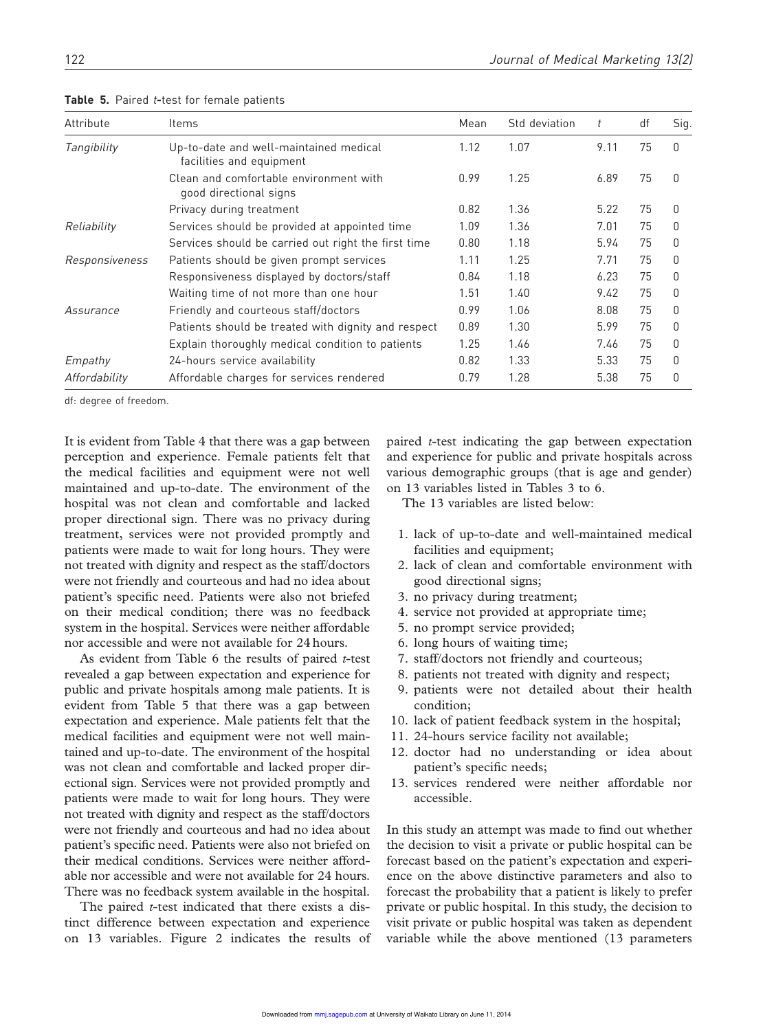**Table 5.** Paired *t*-test for female patients

| Attribute | Items | Mean | Std deviation | $t$ | df | Sig. |
|---|---|---|---|---|---|---|
| *Tangibility* | Up-to-date and well-maintained medical facilities and equipment | 1.12 | 1.07 | 9.11 | 75 | 0 |
| | Clean and comfortable environment with good directional signs | 0.99 | 1.25 | 6.89 | 75 | 0 |
| | Privacy during treatment | 0.82 | 1.36 | 5.22 | 75 | 0 |
| *Reliability* | Services should be provided at appointed time | 1.09 | 1.36 | 7.01 | 75 | 0 |
| | Services should be carried out right the first time | 0.80 | 1.18 | 5.94 | 75 | 0 |
| *Responsiveness* | Patients should be given prompt services | 1.11 | 1.25 | 7.71 | 75 | 0 |
| | Responsiveness displayed by doctors/staff | 0.84 | 1.18 | 6.23 | 75 | 0 |
| | Waiting time of not more than one hour | 1.51 | 1.40 | 9.42 | 75 | 0 |
| *Assurance* | Friendly and courteous staff/doctors | 0.99 | 1.06 | 8.08 | 75 | 0 |
| | Patients should be treated with dignity and respect | 0.89 | 1.30 | 5.99 | 75 | 0 |
| | Explain thoroughly medical condition to patients | 1.25 | 1.46 | 7.46 | 75 | 0 |
| *Empathy* | 24-hours service availability | 0.82 | 1.33 | 5.33 | 75 | 0 |
| *Affordability* | Affordable charges for services rendered | 0.79 | 1.28 | 5.38 | 75 | 0 |

df: degree of freedom.

It is evident from Table 4 that there was a gap between perception and experience. Female patients felt that the medical facilities and equipment were not well maintained and up-to-date. The environment of the hospital was not clean and comfortable and lacked proper directional sign. There was no privacy during treatment, services were not provided promptly and patients were made to wait for long hours. They were not treated with dignity and respect as the staff/doctors were not friendly and courteous and had no idea about patient's specific need. Patients were also not briefed on their medical condition; there was no feedback system in the hospital. Services were neither affordable nor accessible and were not available for 24 hours.

As evident from Table 6 the results of paired *t*-test revealed a gap between expectation and experience for public and private hospitals among male patients. It is evident from Table 5 that there was a gap between expectation and experience. Male patients felt that the medical facilities and equipment were not well maintained and up-to-date. The environment of the hospital was not clean and comfortable and lacked proper directional sign. Services were not provided promptly and patients were made to wait for long hours. They were not treated with dignity and respect as the staff/doctors were not friendly and courteous and had no idea about patient's specific need. Patients were also not briefed on their medical conditions. Services were neither affordable nor accessible and were not available for 24 hours. There was no feedback system available in the hospital.

The paired *t*-test indicated that there exists a distinct difference between expectation and experience on 13 variables. Figure 2 indicates the results of paired *t*-test indicating the gap between expectation and experience for public and private hospitals across various demographic groups (that is age and gender) on 13 variables listed in Tables 3 to 6.

The 13 variables are listed below:

1. lack of up-to-date and well-maintained medical facilities and equipment;
2. lack of clean and comfortable environment with good directional signs;
3. no privacy during treatment;
4. service not provided at appropriate time;
5. no prompt service provided;
6. long hours of waiting time;
7. staff/doctors not friendly and courteous;
8. patients not treated with dignity and respect;
9. patients were not detailed about their health condition;
10. lack of patient feedback system in the hospital;
11. 24-hours service facility not available;
12. doctor had no understanding or idea about patient's specific needs;
13. services rendered were neither affordable nor accessible.

In this study an attempt was made to find out whether the decision to visit a private or public hospital can be forecast based on the patient's expectation and experience on the above distinctive parameters and also to forecast the probability that a patient is likely to prefer private or public hospital. In this study, the decision to visit private or public hospital was taken as dependent variable while the above mentioned (13 parameters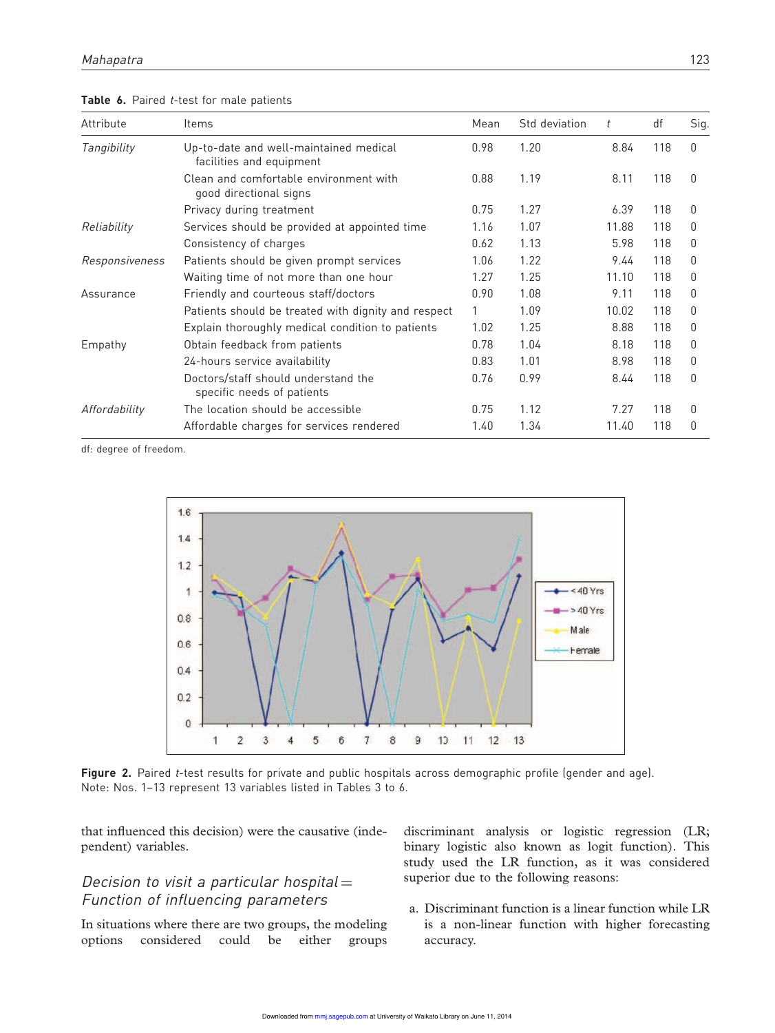**Table 6.** Paired *t*-test for male patients

| Attribute | Items | Mean | Std deviation | *t* | df | Sig. |
|---|---|---|---|---|---|---|
| *Tangibility* | Up-to-date and well-maintained medical facilities and equipment | 0.98 | 1.20 | 8.84 | 118 | 0 |
| | Clean and comfortable environment with good directional signs | 0.88 | 1.19 | 8.11 | 118 | 0 |
| | Privacy during treatment | 0.75 | 1.27 | 6.39 | 118 | 0 |
| *Reliability* | Services should be provided at appointed time | 1.16 | 1.07 | 11.88 | 118 | 0 |
| | Consistency of charges | 0.62 | 1.13 | 5.98 | 118 | 0 |
| *Responsiveness* | Patients should be given prompt services | 1.06 | 1.22 | 9.44 | 118 | 0 |
| | Waiting time of not more than one hour | 1.27 | 1.25 | 11.10 | 118 | 0 |
| Assurance | Friendly and courteous staff/doctors | 0.90 | 1.08 | 9.11 | 118 | 0 |
| | Patients should be treated with dignity and respect | 1 | 1.09 | 10.02 | 118 | 0 |
| | Explain thoroughly medical condition to patients | 1.02 | 1.25 | 8.88 | 118 | 0 |
| Empathy | Obtain feedback from patients | 0.78 | 1.04 | 8.18 | 118 | 0 |
| | 24-hours service availability | 0.83 | 1.01 | 8.98 | 118 | 0 |
| | Doctors/staff should understand the specific needs of patients | 0.76 | 0.99 | 8.44 | 118 | 0 |
| *Affordability* | The location should be accessible | 0.75 | 1.12 | 7.27 | 118 | 0 |
| | Affordable charges for services rendered | 1.40 | 1.34 | 11.40 | 118 | 0 |

df: degree of freedom.

**Figure 2.** Paired *t*-test results for private and public hospitals across demographic profile (gender and age). Note: Nos. 1–13 represent 13 variables listed in Tables 3 to 6.

that influenced this decision) were the causative (independent) variables.

### *Decision to visit a particular hospital = Function of influencing parameters*

In situations where there are two groups, the modeling options considered could be either groups discriminant analysis or logistic regression (LR; binary logistic also known as logit function). This study used the LR function, as it was considered superior due to the following reasons:

a. Discriminant function is a linear function while LR is a non-linear function with higher forecasting accuracy.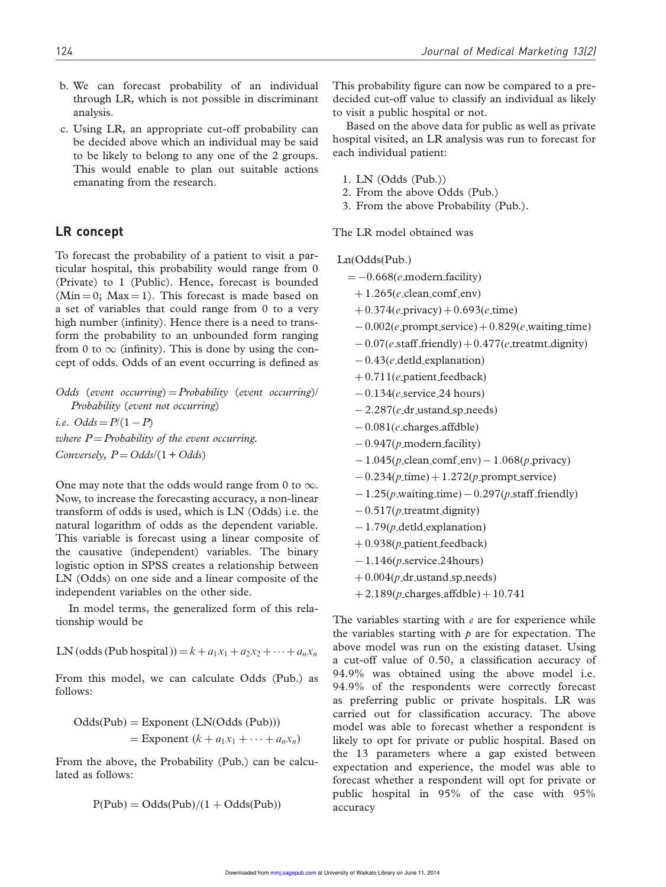b. We can forecast probability of an individual through LR, which is not possible in discriminant analysis.

c. Using LR, an appropriate cut-off probability can be decided above which an individual may be said to be likely to belong to any one of the 2 groups. This would enable to plan out suitable actions emanating from the research.

## LR concept

To forecast the probability of a patient to visit a particular hospital, this probability would range from 0 (Private) to 1 (Public). Hence, forecast is bounded (Min = 0; Max = 1). This forecast is made based on a set of variables that could range from 0 to a very high number (infinity). Hence there is a need to transform the probability to an unbounded form ranging from 0 to $\infty$ (infinity). This is done by using the concept of odds. Odds of an event occurring is defined as

*Odds (event occurring) = Probability (event occurring)/ Probability (event not occurring)*

*i.e.* $Odds = P/(1 - P)$

*where* $P$ = *Probability of the event occurring.*

*Conversely,* $P = Odds/(1 + Odds)$

One may note that the odds would range from 0 to $\infty$. Now, to increase the forecasting accuracy, a non-linear transform of odds is used, which is LN (Odds) i.e. the natural logarithm of odds as the dependent variable. This variable is forecast using a linear composite of the causative (independent) variables. The binary logistic option in SPSS creates a relationship between LN (Odds) on one side and a linear composite of the independent variables on the other side.

In model terms, the generalized form of this relationship would be

$$\text{LN (odds (Pub hospital))} = k + a_1x_1 + a_2x_2 + \cdots + a_nx_n$$

From this model, we can calculate Odds (Pub.) as follows:

$$\begin{aligned}\text{Odds(Pub)} &= \text{Exponent (LN(Odds (Pub)))}\\ &= \text{Exponent } (k + a_1x_1 + \cdots + a_nx_n)\end{aligned}$$

From the above, the Probability (Pub.) can be calculated as follows:

$$\text{P(Pub)} = \text{Odds(Pub)}/(1 + \text{Odds(Pub)})$$

This probability figure can now be compared to a predecided cut-off value to classify an individual as likely to visit a public hospital or not.

Based on the above data for public as well as private hospital visited, an LR analysis was run to forecast for each individual patient:

1. LN (Odds (Pub.))
2. From the above Odds (Pub.)
3. From the above Probability (Pub.).

The LR model obtained was

$$\begin{aligned}
\text{Ln(Odds(Pub.)}\\
= &-0.668(e\text{\_modern\_facility})\\
&+1.265(e\text{\_clean\_comf\_env})\\
&+0.374(e\text{\_privacy})+0.693(e\text{\_time})\\
&-0.002(e\text{\_prompt\_service})+0.829(e\text{\_waiting\_time})\\
&-0.07(e\text{\_staff\_friendly})+0.477(e\text{\_treatmt\_dignity})\\
&-0.43(e\text{\_detld\_explanation})\\
&+0.711(e\text{\_patient\_feedback})\\
&-0.134(e\text{\_service\_24 hours})\\
&-2.287(e\text{\_dr\_ustand\_sp\_needs})\\
&-0.081(e\text{\_charges\_affdble})\\
&-0.947(p\text{\_modern\_facility})\\
&-1.045(p\text{\_clean\_comf\_env})-1.068(p\text{\_privacy})\\
&-0.234(p\text{\_time})+1.272(p\text{\_prompt\_service})\\
&-1.25(p\text{\_waiting\_time})-0.297(p\text{\_staff\_friendly})\\
&-0.517(p\text{\_treatmt\_dignity})\\
&-1.79(p\text{\_detld\_explanation})\\
&+0.938(p\text{\_patient\_feedback})\\
&-1.146(p\text{\_service\_24hours})\\
&+0.004(p\text{\_dr\_ustand\_sp\_needs})\\
&+2.189(p\text{\_charges\_affdble})+10.741
\end{aligned}$$

The variables starting with $e$ are for experience while the variables starting with $p$ are for expectation. The above model was run on the existing dataset. Using a cut-off value of 0.50, a classification accuracy of 94.9% was obtained using the above model i.e. 94.9% of the respondents were correctly forecast as preferring public or private hospitals. LR was carried out for classification accuracy. The above model was able to forecast whether a respondent is likely to opt for private or public hospital. Based on the 13 parameters where a gap existed between expectation and experience, the model was able to forecast whether a respondent will opt for private or public hospital in 95% of the case with 95% accuracy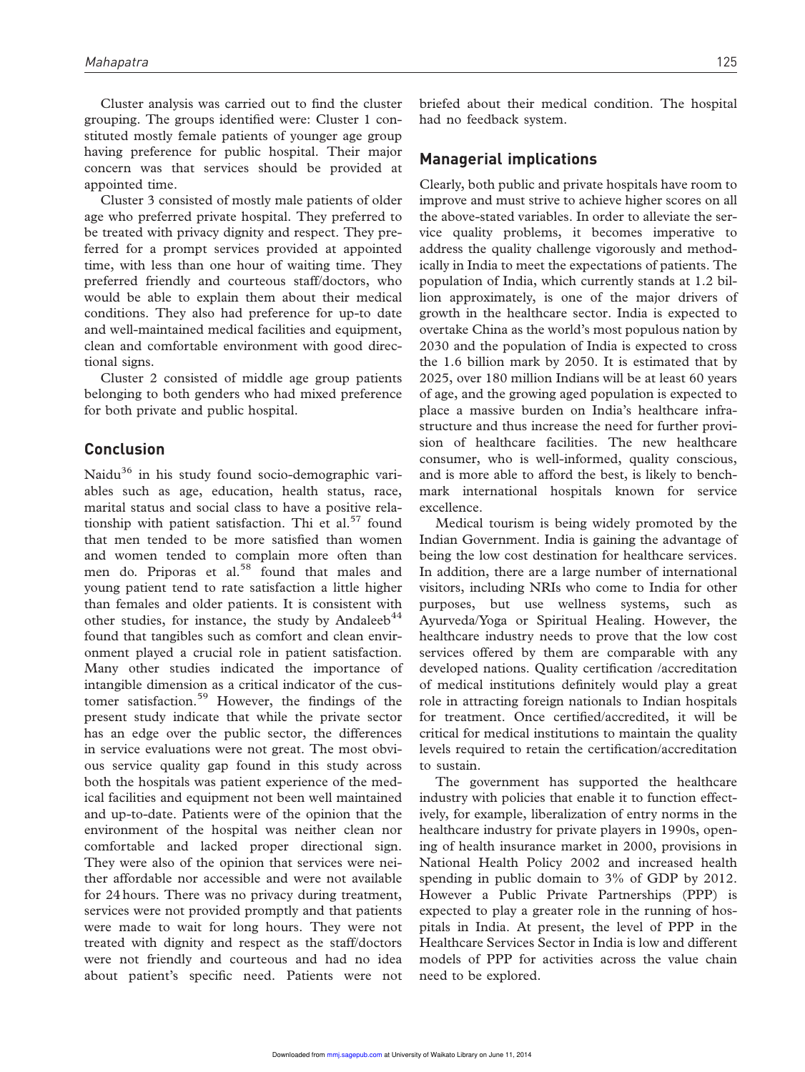Cluster analysis was carried out to find the cluster grouping. The groups identified were: Cluster 1 constituted mostly female patients of younger age group having preference for public hospital. Their major concern was that services should be provided at appointed time.

Cluster 3 consisted of mostly male patients of older age who preferred private hospital. They preferred to be treated with privacy dignity and respect. They preferred for a prompt services provided at appointed time, with less than one hour of waiting time. They preferred friendly and courteous staff/doctors, who would be able to explain them about their medical conditions. They also had preference for up-to date and well-maintained medical facilities and equipment, clean and comfortable environment with good directional signs.

Cluster 2 consisted of middle age group patients belonging to both genders who had mixed preference for both private and public hospital.

## Conclusion

Naidu[36] in his study found socio-demographic variables such as age, education, health status, race, marital status and social class to have a positive relationship with patient satisfaction. Thi et al.[57] found that men tended to be more satisfied than women and women tended to complain more often than men do. Priporas et al.[58] found that males and young patient tend to rate satisfaction a little higher than females and older patients. It is consistent with other studies, for instance, the study by Andaleeb[44] found that tangibles such as comfort and clean environment played a crucial role in patient satisfaction. Many other studies indicated the importance of intangible dimension as a critical indicator of the customer satisfaction.[59] However, the findings of the present study indicate that while the private sector has an edge over the public sector, the differences in service evaluations were not great. The most obvious service quality gap found in this study across both the hospitals was patient experience of the medical facilities and equipment not been well maintained and up-to-date. Patients were of the opinion that the environment of the hospital was neither clean nor comfortable and lacked proper directional sign. They were also of the opinion that services were neither affordable nor accessible and were not available for 24 hours. There was no privacy during treatment, services were not provided promptly and that patients were made to wait for long hours. They were not treated with dignity and respect as the staff/doctors were not friendly and courteous and had no idea about patient's specific need. Patients were not briefed about their medical condition. The hospital had no feedback system.

## Managerial implications

Clearly, both public and private hospitals have room to improve and must strive to achieve higher scores on all the above-stated variables. In order to alleviate the service quality problems, it becomes imperative to address the quality challenge vigorously and methodically in India to meet the expectations of patients. The population of India, which currently stands at 1.2 billion approximately, is one of the major drivers of growth in the healthcare sector. India is expected to overtake China as the world's most populous nation by 2030 and the population of India is expected to cross the 1.6 billion mark by 2050. It is estimated that by 2025, over 180 million Indians will be at least 60 years of age, and the growing aged population is expected to place a massive burden on India's healthcare infrastructure and thus increase the need for further provision of healthcare facilities. The new healthcare consumer, who is well-informed, quality conscious, and is more able to afford the best, is likely to benchmark international hospitals known for service excellence.

Medical tourism is being widely promoted by the Indian Government. India is gaining the advantage of being the low cost destination for healthcare services. In addition, there are a large number of international visitors, including NRIs who come to India for other purposes, but use wellness systems, such as Ayurveda/Yoga or Spiritual Healing. However, the healthcare industry needs to prove that the low cost services offered by them are comparable with any developed nations. Quality certification /accreditation of medical institutions definitely would play a great role in attracting foreign nationals to Indian hospitals for treatment. Once certified/accredited, it will be critical for medical institutions to maintain the quality levels required to retain the certification/accreditation to sustain.

The government has supported the healthcare industry with policies that enable it to function effectively, for example, liberalization of entry norms in the healthcare industry for private players in 1990s, opening of health insurance market in 2000, provisions in National Health Policy 2002 and increased health spending in public domain to 3% of GDP by 2012. However a Public Private Partnerships (PPP) is expected to play a greater role in the running of hospitals in India. At present, the level of PPP in the Healthcare Services Sector in India is low and different models of PPP for activities across the value chain need to be explored.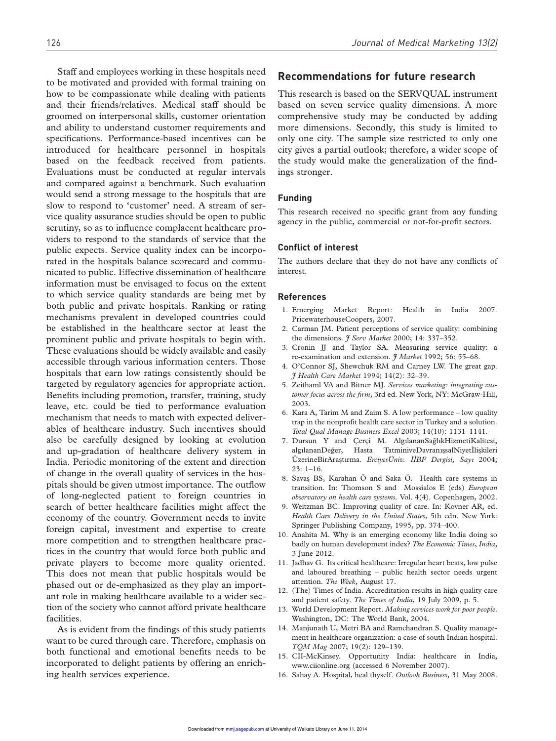Staff and employees working in these hospitals need to be motivated and provided with formal training on how to be compassionate while dealing with patients and their friends/relatives. Medical staff should be groomed on interpersonal skills, customer orientation and ability to understand customer requirements and specifications. Performance-based incentives can be introduced for healthcare personnel in hospitals based on the feedback received from patients. Evaluations must be conducted at regular intervals and compared against a benchmark. Such evaluation would send a strong message to the hospitals that are slow to respond to 'customer' need. A stream of service quality assurance studies should be open to public scrutiny, so as to influence complacent healthcare providers to respond to the standards of service that the public expects. Service quality index can be incorporated in the hospitals balance scorecard and communicated to public. Effective dissemination of healthcare information must be envisaged to focus on the extent to which service quality standards are being met by both public and private hospitals. Ranking or rating mechanisms prevalent in developed countries could be established in the healthcare sector at least the prominent public and private hospitals to begin with. These evaluations should be widely available and easily accessible through various information centers. Those hospitals that earn low ratings consistently should be targeted by regulatory agencies for appropriate action. Benefits including promotion, transfer, training, study leave, etc. could be tied to performance evaluation mechanism that needs to match with expected deliverables of healthcare industry. Such incentives should also be carefully designed by looking at evolution and up-gradation of healthcare delivery system in India. Periodic monitoring of the extent and direction of change in the overall quality of services in the hospitals should be given utmost importance. The outflow of long-neglected patient to foreign countries in search of better healthcare facilities might affect the economy of the country. Government needs to invite foreign capital, investment and expertise to create more competition and to strengthen healthcare practices in the country that would force both public and private players to become more quality oriented. This does not mean that public hospitals would be phased out or de-emphasized as they play an important role in making healthcare available to a wider section of the society who cannot afford private healthcare facilities.

As is evident from the findings of this study patients want to be cured through care. Therefore, emphasis on both functional and emotional benefits needs to be incorporated to delight patients by offering an enriching health services experience.

## Recommendations for future research

This research is based on the SERVQUAL instrument based on seven service quality dimensions. A more comprehensive study may be conducted by adding more dimensions. Secondly, this study is limited to only one city. The sample size restricted to only one city gives a partial outlook; therefore, a wider scope of the study would make the generalization of the findings stronger.

### Funding

This research received no specific grant from any funding agency in the public, commercial or not-for-profit sectors.

### Conflict of interest

The authors declare that they do not have any conflicts of interest.

### References

1. Emerging Market Report: Health in India 2007. PricewaterhouseCoopers, 2007.
2. Carman JM. Patient perceptions of service quality: combining the dimensions. *J Serv Market* 2000; 14: 337–352.
3. Cronin JJ and Taylor SA. Measuring service quality: a re-examination and extension. *J Market* 1992; 56: 55–68.
4. O'Connor SJ, Shewchuk RM and Carney LW. The great gap. *J Health Care Market* 1994; 14(2): 32–39.
5. Zeithaml VA and Bitner MJ. *Services marketing: integrating customer focus across the firm*, 3rd ed. New York, NY: McGraw-Hill, 2003.
6. Kara A, Tarim M and Zaim S. A low performance – low quality trap in the nonprofit health care sector in Turkey and a solution. *Total Qual Manage Business Excel* 2003; 14(10): 1131–1141.
7. Dursun Y and Çerçi M. AlgılananSağlıkHizmetiKalitesi, algılananDeğer, Hasta TatminiveDavranışsalNiyetİlişkileri ÜzerineBirAraştırma. *ErciyesÜniv. İİBF Dergisi, Sayı* 2004; 23: 1–16.
8. Savaş BS, Karahan Ö and Saka Ö. Health care systems in transition. In: Thomson S and Mossialos E (eds) *European observatory on health care systems*. Vol. 4(4). Copenhagen, 2002.
9. Weitzman BC. Improving quality of care. In: Kovner AR, ed. *Health Care Delivery in the United States*, 5th edn. New York: Springer Publishing Company, 1995, pp. 374–400.
10. Anahita M. Why is an emerging economy like India doing so badly on human development index? *The Economic Times*, *India*, 3 June 2012.
11. Jadhav G. Its critical healthcare: Irregular heart beats, low pulse and laboured breathing – public health sector needs urgent attention. *The Week*, August 17.
12. (The) Times of India. Accreditation results in high quality care and patient safety. *The Times of India*, 19 July 2009, p. 5.
13. World Development Report. *Making services work for poor people*. Washington, DC: The World Bank, 2004.
14. Manjunath U, Metri BA and Ramchandran S. Quality management in healthcare organization: a case of south Indian hospital. *TQM Mag* 2007; 19(2): 129–139.
15. CII-McKinsey. Opportunity India: healthcare in India, www.ciionline.org (accessed 6 November 2007).
16. Sahay A. Hospital, heal thyself. *Outlook Business*, 31 May 2008.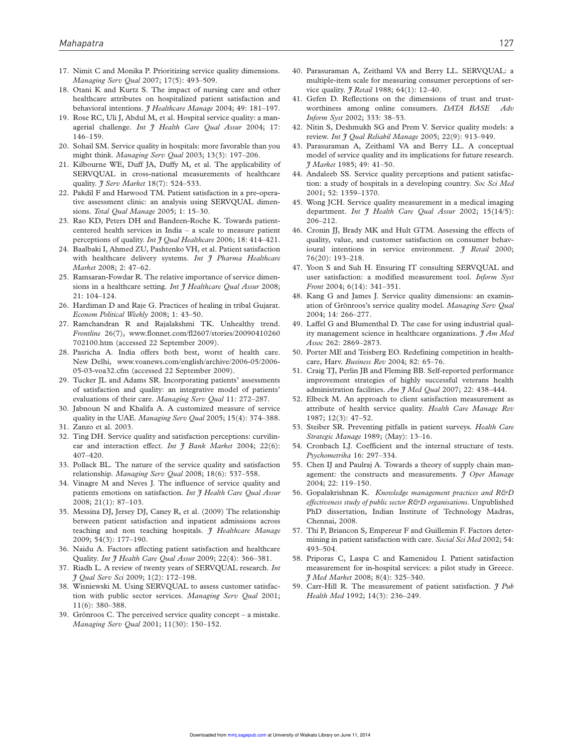17. Nimit C and Monika P. Prioritizing service quality dimensions. *Managing Serv Qual* 2007; 17(5): 493–509.
18. Otani K and Kurtz S. The impact of nursing care and other healthcare attributes on hospitalized patient satisfaction and behavioral intentions. *J Healthcare Manage* 2004; 49: 181–197.
19. Rose RC, Uli J, Abdul M, et al. Hospital service quality: a managerial challenge. *Int J Health Care Qual Assur* 2004; 17: 146–159.
20. Sohail SM. Service quality in hospitals: more favorable than you might think. *Managing Serv Qual* 2003; 13(3): 197–206.
21. Kilbourne WE, Duff JA, Duffy M, et al. The applicability of SERVQUAL in cross-national measurements of healthcare quality. *J Serv Market* 18(7): 524–533.
22. Pakdil F and Harwood TM. Patient satisfaction in a pre-operative assessment clinic: an analysis using SERVQUAL dimensions. *Total Qual Manage* 2005; 1: 15–30.
23. Rao KD, Peters DH and Bandeen-Roche K. Towards patient-centered health services in India – a scale to measure patient perceptions of quality. *Int J Qual Healthcare* 2006; 18: 414–421.
24. Baalbaki I, Ahmed ZU, Pashtenko VH, et al. Patient satisfaction with healthcare delivery systems. *Int J Pharma Healthcare Market* 2008; 2: 47–62.
25. Ramsaran-Fowdar R. The relative importance of service dimensions in a healthcare setting. *Int J Healthcare Qual Assur* 2008; 21: 104–124.
26. Hardiman D and Raje G. Practices of healing in tribal Gujarat. *Econom Political Weekly* 2008; 1: 43–50.
27. Ramchandran R and Rajalakshmi TK. Unhealthy trend. *Frontline* 26(7), www.flonnet.com/fl2607/stories/20090410260702100.htm (accessed 22 September 2009).
28. Pasricha A. India offers both best, worst of health care. New Delhi, www.voanews.com/english/archive/2006-05/2006-05-03-voa32.cfm (accessed 22 September 2009).
29. Tucker JL and Adams SR. Incorporating patients' assessments of satisfaction and quality: an integrative model of patients' evaluations of their care. *Managing Serv Qual* 11: 272–287.
30. Jabnoun N and Khalifa A. A customized measure of service quality in the UAE. *Managing Serv Qual* 2005; 15(4): 374–388.
31. Zanzo et al. 2003.
32. Ting DH. Service quality and satisfaction perceptions: curvilinear and interaction effect. *Int J Bank Market* 2004; 22(6): 407–420.
33. Pollack BL. The nature of the service quality and satisfaction relationship. *Managing Serv Qual* 2008; 18(6): 537–558.
34. Vinagre M and Neves J. The influence of service quality and patients emotions on satisfaction. *Int J Health Care Qual Assur* 2008; 21(1): 87–103.
35. Messina DJ, Jersey DJ, Caney R, et al. (2009) The relationship between patient satisfaction and inpatient admissions across teaching and non teaching hospitals. *J Healthcare Manage* 2009; 54(3): 177–190.
36. Naidu A. Factors affecting patient satisfaction and healthcare Quality. *Int J Health Care Qual Assur* 2009; 22(4): 366–381.
37. Riadh L. A review of twenty years of SERVQUAL research. *Int J Qual Serv Sci* 2009; 1(2): 172–198.
38. Wisniewski M. Using SERVQUAL to assess customer satisfaction with public sector services. *Managing Serv Qual* 2001; 11(6): 380–388.
39. Grönroos C. The perceived service quality concept – a mistake. *Managing Serv Qual* 2001; 11(30): 150–152.
40. Parasuraman A, Zeithaml VA and Berry LL. SERVQUAL: a multiple-item scale for measuring consumer perceptions of service quality. *J Retail* 1988; 64(1): 12–40.
41. Gefen D. Reflections on the dimensions of trust and trustworthiness among online consumers. *DATA BASE Adv Inform Syst* 2002; 333: 38–53.
42. Nitin S, Deshmukh SG and Prem V. Service quality models: a review. *Int J Qual Reliabil Manage* 2005; 22(9): 913–949.
43. Parasuraman A, Zeithaml VA and Berry LL. A conceptual model of service quality and its implications for future research. *J Market* 1985; 49: 41–50.
44. Andaleeb SS. Service quality perceptions and patient satisfaction: a study of hospitals in a developing country. *Soc Sci Med* 2001; 52: 1359–1370.
45. Wong JCH. Service quality measurement in a medical imaging department. *Int J Health Care Qual Assur* 2002; 15(14/5): 206–212.
46. Cronin JJ, Brady MK and Hult GTM. Assessing the effects of quality, value, and customer satisfaction on consumer behavioural intentions in service environment. *J Retail* 2000; 76(20): 193–218.
47. Yoon S and Suh H. Ensuring IT consulting SERVQUAL and user satisfaction: a modified measurement tool. *Inform Syst Front* 2004; 6(14): 341–351.
48. Kang G and James J. Service quality dimensions: an examination of Grönroos's service quality model. *Managing Serv Qual* 2004; 14: 266–277.
49. Laffel G and Blumenthal D. The case for using industrial quality management science in healthcare organizations. *J Am Med Assoc* 262: 2869–2873.
50. Porter ME and Teisberg EO. Redefining competition in healthcare, Harv. *Business Rev* 2004; 82: 65–76.
51. Craig TJ, Perlin JB and Fleming BB. Self-reported performance improvement strategies of highly successful veterans health administration facilities. *Am J Med Qual* 2007; 22: 438–444.
52. Elbeck M. An approach to client satisfaction measurement as attribute of health service quality. *Health Care Manage Rev* 1987; 12(3): 47–52.
53. Steiber SR. Preventing pitfalls in patient surveys. *Health Care Strategic Manage* 1989; (May): 13–16.
54. Cronbach LJ. Coefficient and the internal structure of tests. *Psychometrika* 16: 297–334.
55. Chen IJ and Paulraj A. Towards a theory of supply chain management: the constructs and measurements. *J Oper Manage* 2004; 22: 119–150.
56. Gopalakrishnan K. *Knowledge management practices and R&D effectiveness study of public sector R&D organisations*. Unpublished PhD dissertation, Indian Institute of Technology Madras, Chennai, 2008.
57. Thi P, Briancon S, Empereur F and Guillemin F. Factors determining in patient satisfaction with care. *Social Sci Med* 2002; 54: 493–504.
58. Priporas C, Laspa C and Kamenidou I. Patient satisfaction measurement for in-hospital services: a pilot study in Greece. *J Med Market* 2008; 8(4): 325–340.
59. Carr-Hill R. The measurement of patient satisfaction. *J Pub Health Med* 1992; 14(3): 236–249.